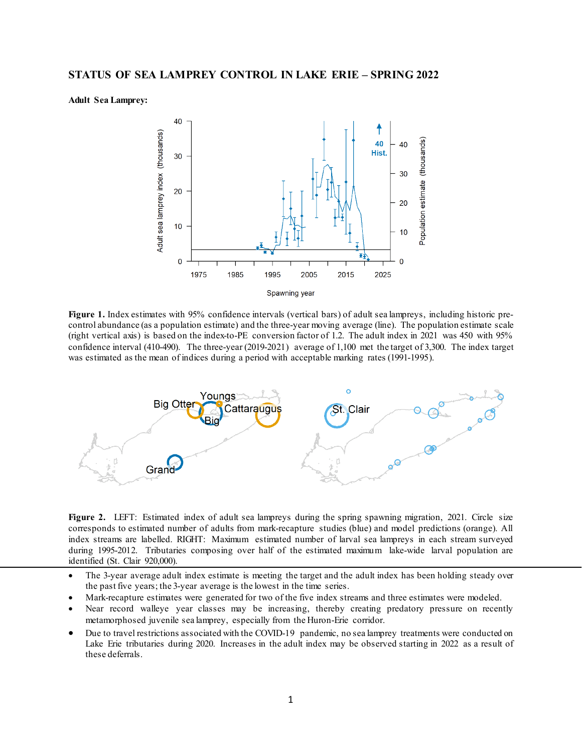# STATUS OF SEA LAMPREY CONTROL IN LAKE ERIE – SPRING 2022

**Adult Sea Lamprey:**

**Figure 1.** Index estimates with 95% confidence intervals (vertical bars) of adult sea lampreys, including historic pre-control abundance (as a population estimate) and the three-year moving average (line). The population estimate scale (right vertical axis) is based on the index-to-PE conversion factor of 1.2. The adult index in 2021 was 450 with 95% confidence interval (410-490). The three-year (2019-2021) average of 1,100 met the target of 3,300. The index target was estimated as the mean of indices during a period with acceptable marking rates (1991-1995).

**Figure 2.** LEFT: Estimated index of adult sea lampreys during the spring spawning migration, 2021. Circle size corresponds to estimated number of adults from mark-recapture studies (blue) and model predictions (orange). All index streams are labelled. RIGHT: Maximum estimated number of larval sea lampreys in each stream surveyed during 1995-2012. Tributaries composing over half of the estimated maximum lake-wide larval population are identified (St. Clair 920,000).

- The 3-year average adult index estimate is meeting the target and the adult index has been holding steady over the past five years; the 3-year average is the lowest in the time series.
- Mark-recapture estimates were generated for two of the five index streams and three estimates were modeled.
- Near record walleye year classes may be increasing, thereby creating predatory pressure on recently metamorphosed juvenile sea lamprey, especially from the Huron-Erie corridor.
- Due to travel restrictions associated with the COVID-19 pandemic, no sea lamprey treatments were conducted on Lake Erie tributaries during 2020. Increases in the adult index may be observed starting in 2022 as a result of these deferrals.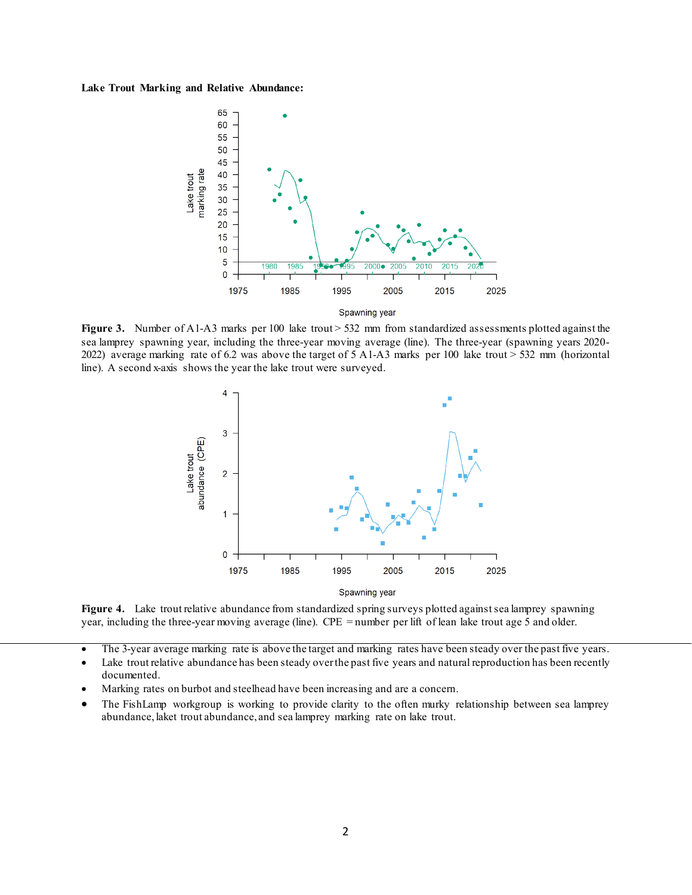**Lake Trout Marking and Relative Abundance:**

**Figure 3.** Number of A1-A3 marks per 100 lake trout > 532 mm from standardized assessments plotted against the sea lamprey spawning year, including the three-year moving average (line). The three-year (spawning years 2020-2022) average marking rate of 6.2 was above the target of 5 A1-A3 marks per 100 lake trout > 532 mm (horizontal line). A second x-axis shows the year the lake trout were surveyed.

**Figure 4.** Lake trout relative abundance from standardized spring surveys plotted against sea lamprey spawning year, including the three-year moving average (line). CPE = number per lift of lean lake trout age 5 and older.

- The 3-year average marking rate is above the target and marking rates have been steady over the past five years.
- Lake trout relative abundance has been steady over the past five years and natural reproduction has been recently documented.
- Marking rates on burbot and steelhead have been increasing and are a concern.
- The FishLamp workgroup is working to provide clarity to the often murky relationship between sea lamprey abundance, laket trout abundance, and sea lamprey marking rate on lake trout.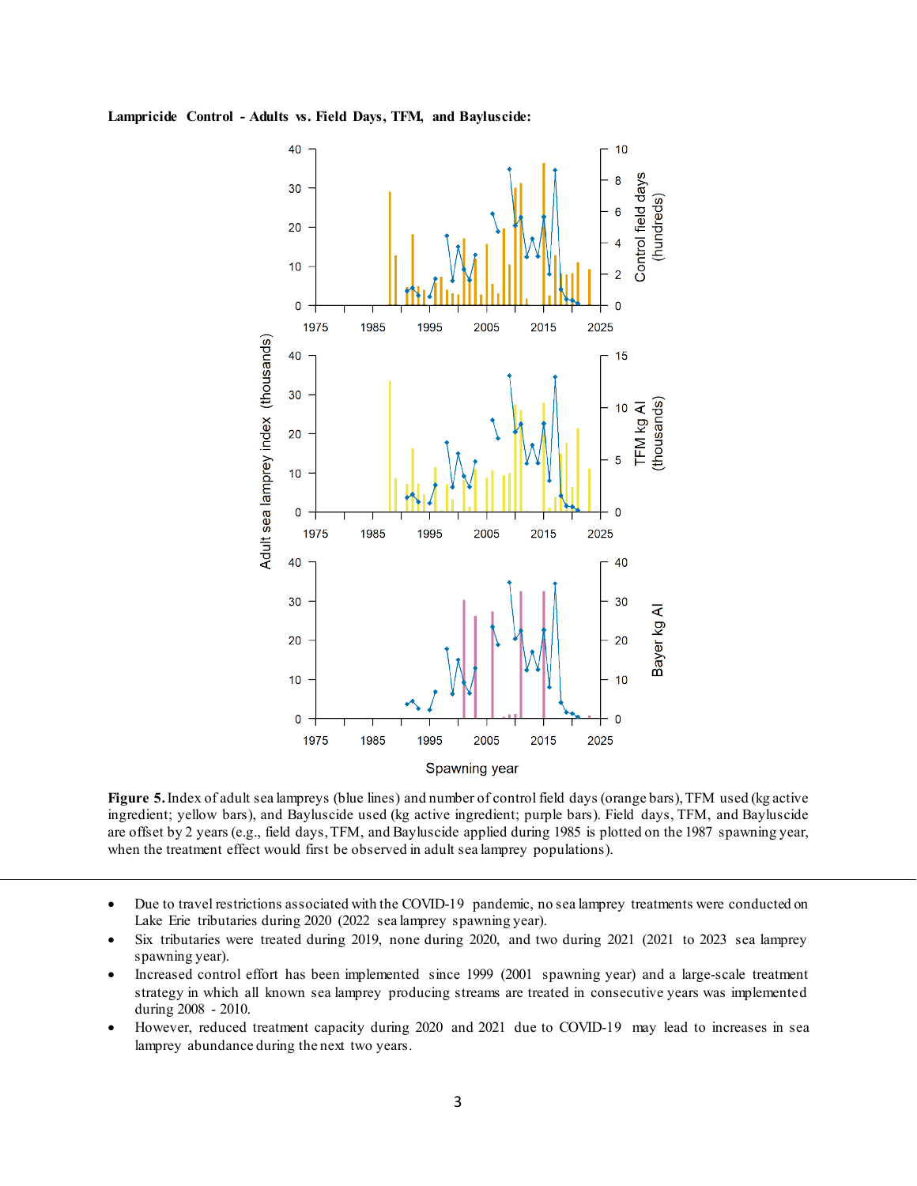**Lampricide Control - Adults vs. Field Days, TFM, and Bayluscide:**

40
30
20
10
0
1975 1985 1995 2005 2015 2025
10
8
6
4
2
0
Control field days (hundreds)

40
30
20
10
0
1975 1985 1995 2005 2015 2025
15
10
5
0
TFM kg AI (thousands)

40
30
20
10
0
1975 1985 1995 2005 2015 2025
40
30
20
10
0
Bayer kg AI

Adult sea lamprey index (thousands)

Spawning year

**Figure 5.** Index of adult sea lampreys (blue lines) and number of control field days (orange bars), TFM used (kg active ingredient; yellow bars), and Bayluscide used (kg active ingredient; purple bars). Field days, TFM, and Bayluscide are offset by 2 years (e.g., field days, TFM, and Bayluscide applied during 1985 is plotted on the 1987 spawning year, when the treatment effect would first be observed in adult sea lamprey populations).

---

- Due to travel restrictions associated with the COVID-19 pandemic, no sea lamprey treatments were conducted on Lake Erie tributaries during 2020 (2022 sea lamprey spawning year).
- Six tributaries were treated during 2019, none during 2020, and two during 2021 (2021 to 2023 sea lamprey spawning year).
- Increased control effort has been implemented since 1999 (2001 spawning year) and a large-scale treatment strategy in which all known sea lamprey producing streams are treated in consecutive years was implemented during 2008 - 2010.
- However, reduced treatment capacity during 2020 and 2021 due to COVID-19 may lead to increases in sea lamprey abundance during the next two years.